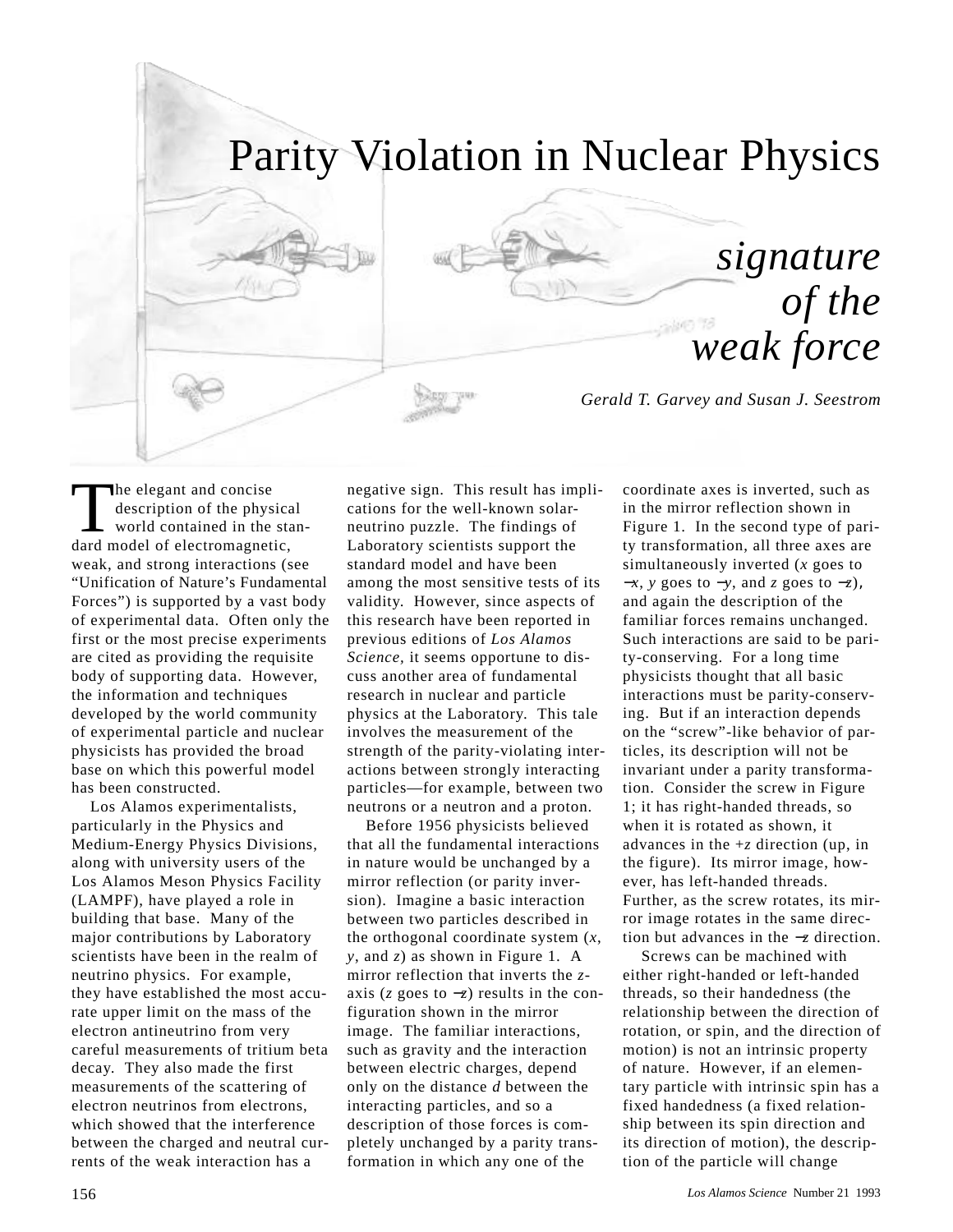# Parity Violation in Nuclear Physics

## *signature of the weak force*

*Gerald T. Garvey and Susan J. Seestrom*

The elegant and concise description of the physical world contained in the standard model of electromagnetic, weak, and strong interactions (see "Unification of Nature's Fundamental Forces") is supported by a vast body of experimental data. Often only the first or the most precise experiments are cited as providing the requisite body of supporting data. However, the information and techniques developed by the world community of experimental particle and nuclear physicists has provided the broad base on which this powerful model has been constructed.

Los Alamos experimentalists, particularly in the Physics and Medium-Energy Physics Divisions, along with university users of the Los Alamos Meson Physics Facility (LAMPF), have played a role in building that base. Many of the major contributions by Laboratory scientists have been in the realm of neutrino physics. For example, they have established the most accurate upper limit on the mass of the electron antineutrino from very careful measurements of tritium beta decay. They also made the first measurements of the scattering of electron neutrinos from electrons, which showed that the interference between the charged and neutral currents of the weak interaction has a negative sign. This result has implications for the well-known solar-neutrino puzzle. The findings of Laboratory scientists support the standard model and have been among the most sensitive tests of its validity. However, since aspects of this research have been reported in previous editions of *Los Alamos Science,* it seems opportune to discuss another area of fundamental research in nuclear and particle physics at the Laboratory. This tale involves the measurement of the strength of the parity-violating interactions between strongly interacting particles—for example, between two neutrons or a neutron and a proton.

Before 1956 physicists believed that all the fundamental interactions in nature would be unchanged by a mirror reflection (or parity inversion). Imagine a basic interaction between two particles described in the orthogonal coordinate system ($x$, $y$, and $z$) as shown in Figure 1. A mirror reflection that inverts the $z$-axis ($z$ goes to $-z$) results in the configuration shown in the mirror image. The familiar interactions, such as gravity and the interaction between electric charges, depend only on the distance $d$ between the interacting particles, and so a description of those forces is completely unchanged by a parity transformation in which any one of the coordinate axes is inverted, such as in the mirror reflection shown in Figure 1. In the second type of parity transformation, all three axes are simultaneously inverted ($x$ goes to $-x$, $y$ goes to $-y$, and $z$ goes to $-z$), and again the description of the familiar forces remains unchanged. Such interactions are said to be parity-conserving. For a long time physicists thought that all basic interactions must be parity-conserving. But if an interaction depends on the "screw"-like behavior of particles, its description will not be invariant under a parity transformation. Consider the screw in Figure 1; it has right-handed threads, so when it is rotated as shown, it advances in the $+z$ direction (up, in the figure). Its mirror image, however, has left-handed threads. Further, as the screw rotates, its mirror image rotates in the same direction but advances in the $-z$ direction.

Screws can be machined with either right-handed or left-handed threads, so their handedness (the relationship between the direction of rotation, or spin, and the direction of motion) is not an intrinsic property of nature. However, if an elementary particle with intrinsic spin has a fixed handedness (a fixed relationship between its spin direction and its direction of motion), the description of the particle will change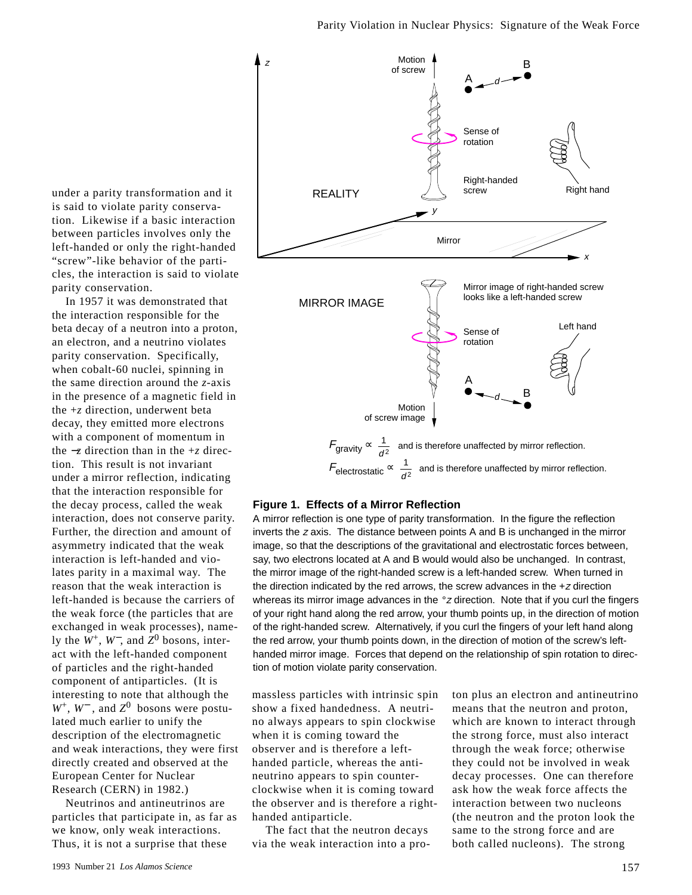under a parity transformation and it is said to violate parity conservation. Likewise if a basic interaction between particles involves only the left-handed or only the right-handed "screw"-like behavior of the particles, the interaction is said to violate parity conservation.

In 1957 it was demonstrated that the interaction responsible for the beta decay of a neutron into a proton, an electron, and a neutrino violates parity conservation. Specifically, when cobalt-60 nuclei, spinning in the same direction around the *z*-axis in the presence of a magnetic field in the +*z* direction, underwent beta decay, they emitted more electrons with a component of momentum in the −*z* direction than in the +*z* direction. This result is not invariant under a mirror reflection, indicating that the interaction responsible for the decay process, called the weak interaction, does not conserve parity. Further, the direction and amount of asymmetry indicated that the weak interaction is left-handed and violates parity in a maximal way. The reason that the weak interaction is left-handed is because the carriers of the weak force (the particles that are exchanged in weak processes), namely the $W^+$, $W^-$, and $Z^0$ bosons, interact with the left-handed component of particles and the right-handed component of antiparticles. (It is interesting to note that although the $W^+$, $W^-$, and $Z^0$ bosons were postulated much earlier to unify the description of the electromagnetic and weak interactions, they were first directly created and observed at the European Center for Nuclear Research (CERN) in 1982.)

Neutrinos and antineutrinos are particles that participate in, as far as we know, only weak interactions. Thus, it is not a surprise that these massless particles with intrinsic spin show a fixed handedness. A neutrino always appears to spin clockwise when it is coming toward the observer and is therefore a left-handed particle, whereas the antineutrino appears to spin counterclockwise when it is coming toward the observer and is therefore a right-handed antiparticle.

The fact that the neutron decays via the weak interaction into a proton plus an electron and antineutrino means that the neutron and proton, which are known to interact through the strong force, must also interact through the weak force; otherwise they could not be involved in weak decay processes. One can therefore ask how the weak force affects the interaction between two nucleons (the neutron and the proton look the same to the strong force and are both called nucleons). The strong

$F_{\text{gravity}} \propto \frac{1}{d^2}$ and is therefore unaffected by mirror reflection.

$F_{\text{electrostatic}} \propto \frac{1}{d^2}$ and is therefore unaffected by mirror reflection.

**Figure 1. Effects of a Mirror Reflection**

A mirror reflection is one type of parity transformation. In the figure the reflection inverts the *z* axis. The distance between points A and B is unchanged in the mirror image, so that the descriptions of the gravitational and electrostatic forces between, say, two electrons located at A and B would would also be unchanged. In contrast, the mirror image of the right-handed screw is a left-handed screw. When turned in the direction indicated by the red arrows, the screw advances in the +*z* direction whereas its mirror image advances in the −*z* direction. Note that if you curl the fingers of your right hand along the red arrow, your thumb points up, in the direction of motion of the right-handed screw. Alternatively, if you curl the fingers of your left hand along the red arrow, your thumb points down, in the direction of motion of the screw's left-handed mirror image. Forces that depend on the relationship of spin rotation to direction of motion violate parity conservation.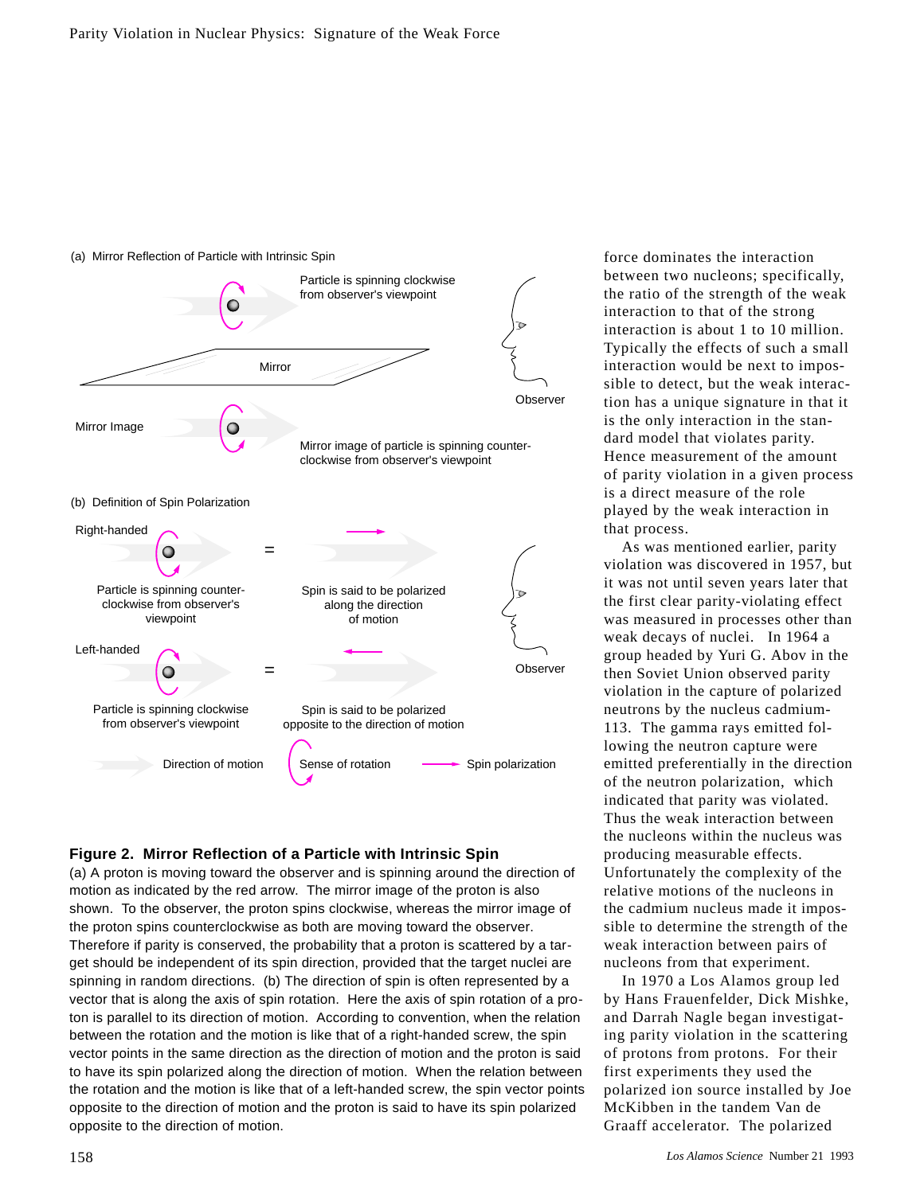(a) Mirror Reflection of Particle with Intrinsic Spin

Particle is spinning clockwise from observer's viewpoint

Mirror

Observer

Mirror Image

Mirror image of particle is spinning counter-clockwise from observer's viewpoint

(b) Definition of Spin Polarization

Right-handed

Particle is spinning counter-clockwise from observer's viewpoint

=

Spin is said to be polarized along the direction of motion

Observer

Left-handed

Particle is spinning clockwise from observer's viewpoint

=

Spin is said to be polarized opposite to the direction of motion

Direction of motion    Sense of rotation    Spin polarization

**Figure 2. Mirror Reflection of a Particle with Intrinsic Spin**

(a) A proton is moving toward the observer and is spinning around the direction of motion as indicated by the red arrow. The mirror image of the proton is also shown. To the observer, the proton spins clockwise, whereas the mirror image of the proton spins counterclockwise as both are moving toward the observer. Therefore if parity is conserved, the probability that a proton is scattered by a target should be independent of its spin direction, provided that the target nuclei are spinning in random directions. (b) The direction of spin is often represented by a vector that is along the axis of spin rotation. Here the axis of spin rotation of a proton is parallel to its direction of motion. According to convention, when the relation between the rotation and the motion is like that of a right-handed screw, the spin vector points in the same direction as the direction of motion and the proton is said to have its spin polarized along the direction of motion. When the relation between the rotation and the motion is like that of a left-handed screw, the spin vector points opposite to the direction of motion and the proton is said to have its spin polarized opposite to the direction of motion.

force dominates the interaction between two nucleons; specifically, the ratio of the strength of the weak interaction to that of the strong interaction is about 1 to 10 million. Typically the effects of such a small interaction would be next to impossible to detect, but the weak interaction has a unique signature in that it is the only interaction in the standard model that violates parity. Hence measurement of the amount of parity violation in a given process is a direct measure of the role played by the weak interaction in that process.

As was mentioned earlier, parity violation was discovered in 1957, but it was not until seven years later that the first clear parity-violating effect was measured in processes other than weak decays of nuclei. In 1964 a group headed by Yuri G. Abov in the then Soviet Union observed parity violation in the capture of polarized neutrons by the nucleus cadmium-113. The gamma rays emitted following the neutron capture were emitted preferentially in the direction of the neutron polarization, which indicated that parity was violated. Thus the weak interaction between the nucleons within the nucleus was producing measurable effects. Unfortunately the complexity of the relative motions of the nucleons in the cadmium nucleus made it impossible to determine the strength of the weak interaction between pairs of nucleons from that experiment.

In 1970 a Los Alamos group led by Hans Frauenfelder, Dick Mishke, and Darrah Nagle began investigating parity violation in the scattering of protons from protons. For their first experiments they used the polarized ion source installed by Joe McKibben in the tandem Van de Graaff accelerator. The polarized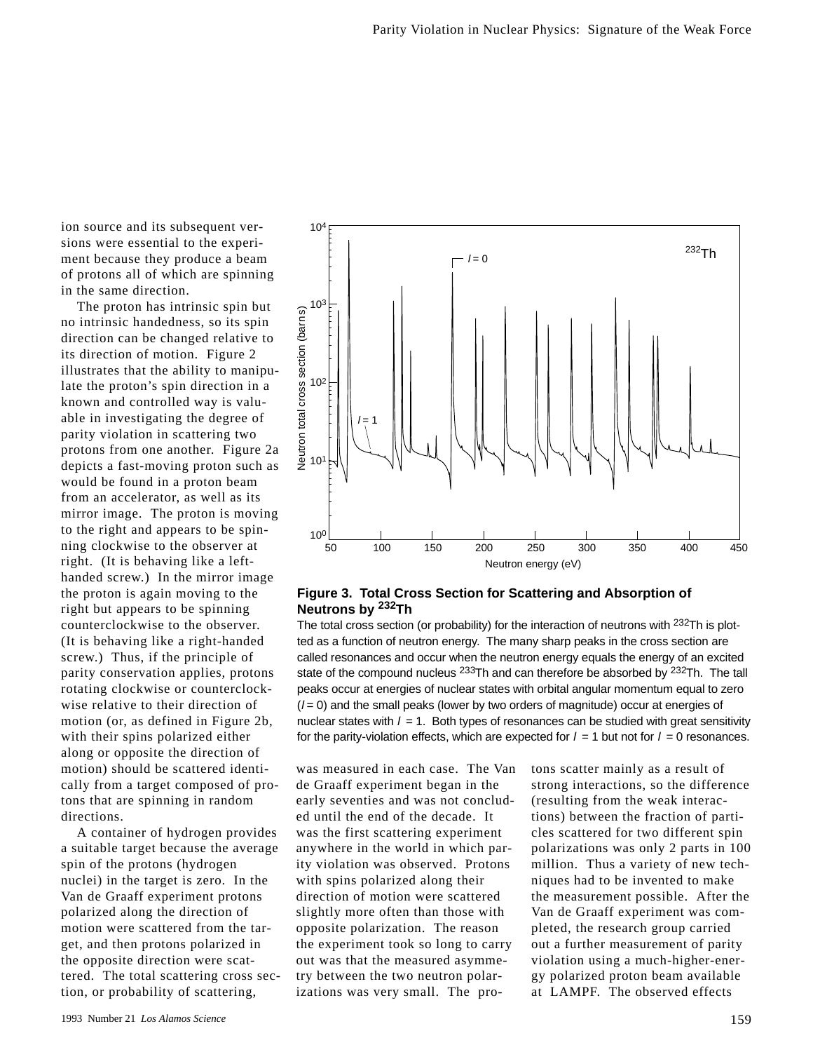ion source and its subsequent versions were essential to the experiment because they produce a beam of protons all of which are spinning in the same direction.

The proton has intrinsic spin but no intrinsic handedness, so its spin direction can be changed relative to its direction of motion. Figure 2 illustrates that the ability to manipulate the proton's spin direction in a known and controlled way is valuable in investigating the degree of parity violation in scattering two protons from one another. Figure 2a depicts a fast-moving proton such as would be found in a proton beam from an accelerator, as well as its mirror image. The proton is moving to the right and appears to be spinning clockwise to the observer at right. (It is behaving like a left-handed screw.) In the mirror image the proton is again moving to the right but appears to be spinning counterclockwise to the observer. (It is behaving like a right-handed screw.) Thus, if the principle of parity conservation applies, protons rotating clockwise or counterclockwise relative to their direction of motion (or, as defined in Figure 2b, with their spins polarized either along or opposite the direction of motion) should be scattered identically from a target composed of protons that are spinning in random directions.

A container of hydrogen provides a suitable target because the average spin of the protons (hydrogen nuclei) in the target is zero. In the Van de Graaff experiment protons polarized along the direction of motion were scattered from the target, and then protons polarized in the opposite direction were scattered. The total scattering cross section, or probability of scattering, was measured in each case. The Van de Graaff experiment began in the early seventies and was not concluded until the end of the decade. It was the first scattering experiment anywhere in the world in which parity violation was observed. Protons with spins polarized along their direction of motion were scattered slightly more often than those with opposite polarization. The reason the experiment took so long to carry out was that the measured asymmetry between the two neutron polarizations was very small. The protons scatter mainly as a result of strong interactions, so the difference (resulting from the weak interactions) between the fraction of particles scattered for two different spin polarizations was only 2 parts in 100 million. Thus a variety of new techniques had to be invented to make the measurement possible. After the Van de Graaff experiment was completed, the research group carried out a further measurement of parity violation using a much-higher-energy polarized proton beam available at LAMPF. The observed effects

**Figure 3. Total Cross Section for Scattering and Absorption of Neutrons by $^{232}$Th**

The total cross section (or probability) for the interaction of neutrons with $^{232}$Th is plotted as a function of neutron energy. The many sharp peaks in the cross section are called resonances and occur when the neutron energy equals the energy of an excited state of the compound nucleus $^{233}$Th and can therefore be absorbed by $^{232}$Th. The tall peaks occur at energies of nuclear states with orbital angular momentum equal to zero ($l = 0$) and the small peaks (lower by two orders of magnitude) occur at energies of nuclear states with $l = 1$. Both types of resonances can be studied with great sensitivity for the parity-violation effects, which are expected for $l = 1$ but not for $l = 0$ resonances.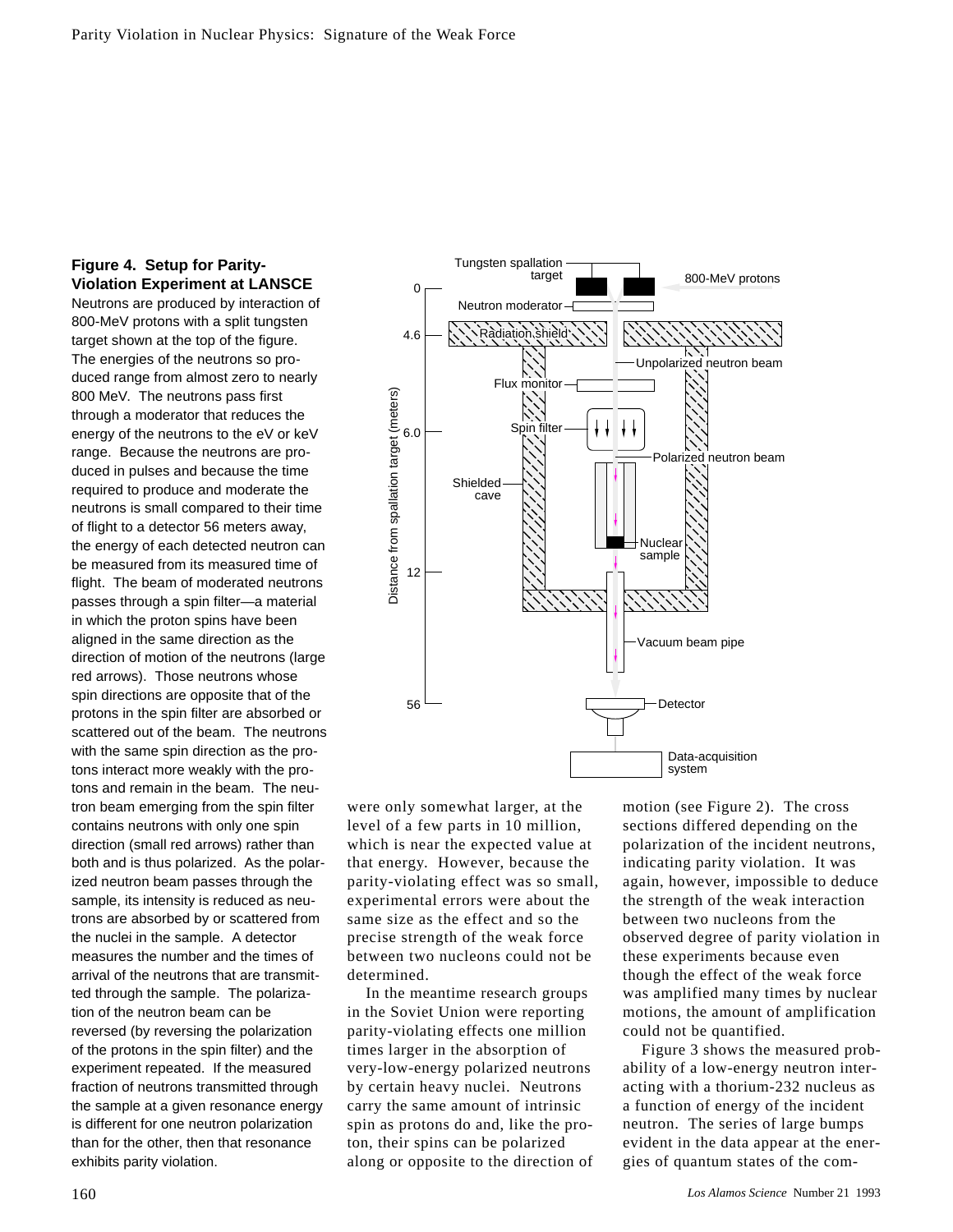**Figure 4. Setup for Parity-Violation Experiment at LANSCE**

Neutrons are produced by interaction of 800-MeV protons with a split tungsten target shown at the top of the figure. The energies of the neutrons so produced range from almost zero to nearly 800 MeV. The neutrons pass first through a moderator that reduces the energy of the neutrons to the eV or keV range. Because the neutrons are produced in pulses and because the time required to produce and moderate the neutrons is small compared to their time of flight to a detector 56 meters away, the energy of each detected neutron can be measured from its measured time of flight. The beam of moderated neutrons passes through a spin filter—a material in which the proton spins have been aligned in the same direction as the direction of motion of the neutrons (large red arrows). Those neutrons whose spin directions are opposite that of the protons in the spin filter are absorbed or scattered out of the beam. The neutrons with the same spin direction as the protons interact more weakly with the protons and remain in the beam. The neutron beam emerging from the spin filter contains neutrons with only one spin direction (small red arrows) rather than both and is thus polarized. As the polarized neutron beam passes through the sample, its intensity is reduced as neutrons are absorbed by or scattered from the nuclei in the sample. A detector measures the number and the times of arrival of the neutrons that are transmitted through the sample. The polarization of the neutron beam can be reversed (by reversing the polarization of the protons in the spin filter) and the experiment repeated. If the measured fraction of neutrons transmitted through the sample at a given resonance energy is different for one neutron polarization than for the other, then that resonance exhibits parity violation.

were only somewhat larger, at the level of a few parts in 10 million, which is near the expected value at that energy. However, because the parity-violating effect was so small, experimental errors were about the same size as the effect and so the precise strength of the weak force between two nucleons could not be determined.

In the meantime research groups in the Soviet Union were reporting parity-violating effects one million times larger in the absorption of very-low-energy polarized neutrons by certain heavy nuclei. Neutrons carry the same amount of intrinsic spin as protons do and, like the proton, their spins can be polarized along or opposite to the direction of motion (see Figure 2). The cross sections differed depending on the polarization of the incident neutrons, indicating parity violation. It was again, however, impossible to deduce the strength of the weak interaction between two nucleons from the observed degree of parity violation in these experiments because even though the effect of the weak force was amplified many times by nuclear motions, the amount of amplification could not be quantified.

Figure 3 shows the measured probability of a low-energy neutron interacting with a thorium-232 nucleus as a function of energy of the incident neutron. The series of large bumps evident in the data appear at the energies of quantum states of the com-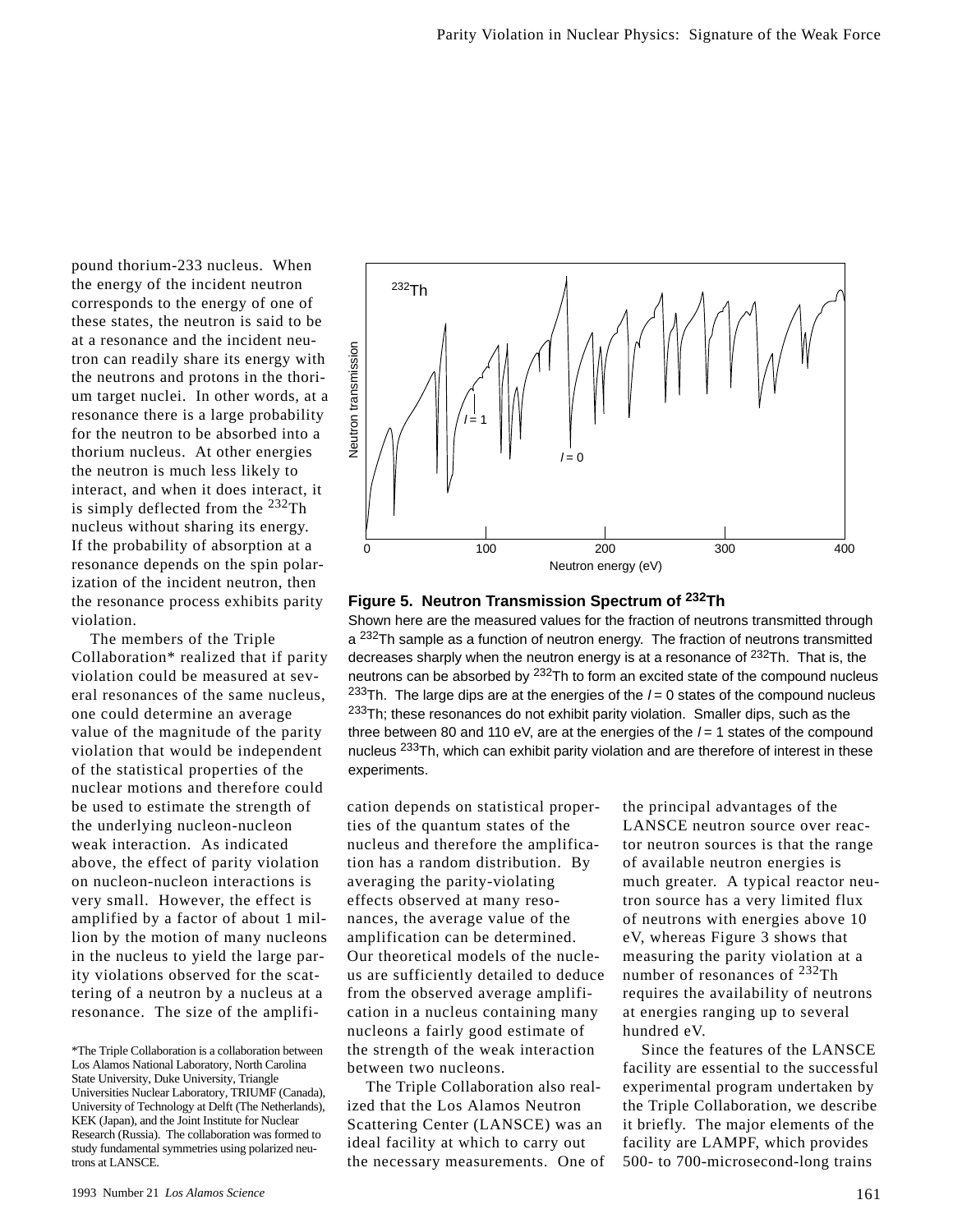pound thorium-233 nucleus. When the energy of the incident neutron corresponds to the energy of one of these states, the neutron is said to be at a resonance and the incident neutron can readily share its energy with the neutrons and protons in the thorium target nuclei. In other words, at a resonance there is a large probability for the neutron to be absorbed into a thorium nucleus. At other energies the neutron is much less likely to interact, and when it does interact, it is simply deflected from the $^{232}$Th nucleus without sharing its energy. If the probability of absorption at a resonance depends on the spin polarization of the incident neutron, then the resonance process exhibits parity violation.

The members of the Triple Collaboration* realized that if parity violation could be measured at several resonances of the same nucleus, one could determine an average value of the magnitude of the parity violation that would be independent of the statistical properties of the nuclear motions and therefore could be used to estimate the strength of the underlying nucleon-nucleon weak interaction. As indicated above, the effect of parity violation on nucleon-nucleon interactions is very small. However, the effect is amplified by a factor of about 1 million by the motion of many nucleons in the nucleus to yield the large parity violations observed for the scattering of a neutron by a nucleus at a resonance. The size of the amplification depends on statistical properties of the quantum states of the nucleus and therefore the amplification has a random distribution. By averaging the parity-violating effects observed at many resonances, the average value of the amplification can be determined. Our theoretical models of the nucleus are sufficiently detailed to deduce from the observed average amplification in a nucleus containing many nucleons a fairly good estimate of the strength of the weak interaction between two nucleons.

The Triple Collaboration also realized that the Los Alamos Neutron Scattering Center (LANSCE) was an ideal facility at which to carry out the necessary measurements. One of the principal advantages of the LANSCE neutron source over reactor neutron sources is that the range of available neutron energies is much greater. A typical reactor neutron source has a very limited flux of neutrons with energies above 10 eV, whereas Figure 3 shows that measuring the parity violation at a number of resonances of $^{232}$Th requires the availability of neutrons at energies ranging up to several hundred eV.

Since the features of the LANSCE facility are essential to the successful experimental program undertaken by the Triple Collaboration, we describe it briefly. The major elements of the facility are LAMPF, which provides 500- to 700-microsecond-long trains

**Figure 5. Neutron Transmission Spectrum of $^{232}$Th**

Shown here are the measured values for the fraction of neutrons transmitted through a $^{232}$Th sample as a function of neutron energy. The fraction of neutrons transmitted decreases sharply when the neutron energy is at a resonance of $^{232}$Th. That is, the neutrons can be absorbed by $^{232}$Th to form an excited state of the compound nucleus $^{233}$Th. The large dips are at the energies of the $l = 0$ states of the compound nucleus $^{233}$Th; these resonances do not exhibit parity violation. Smaller dips, such as the three between 80 and 110 eV, are at the energies of the $l = 1$ states of the compound nucleus $^{233}$Th, which can exhibit parity violation and are therefore of interest in these experiments.

*The Triple Collaboration is a collaboration between Los Alamos National Laboratory, North Carolina State University, Duke University, Triangle Universities Nuclear Laboratory, TRIUMF (Canada), University of Technology at Delft (The Netherlands), KEK (Japan), and the Joint Institute for Nuclear Research (Russia). The collaboration was formed to study fundamental symmetries using polarized neutrons at LANSCE.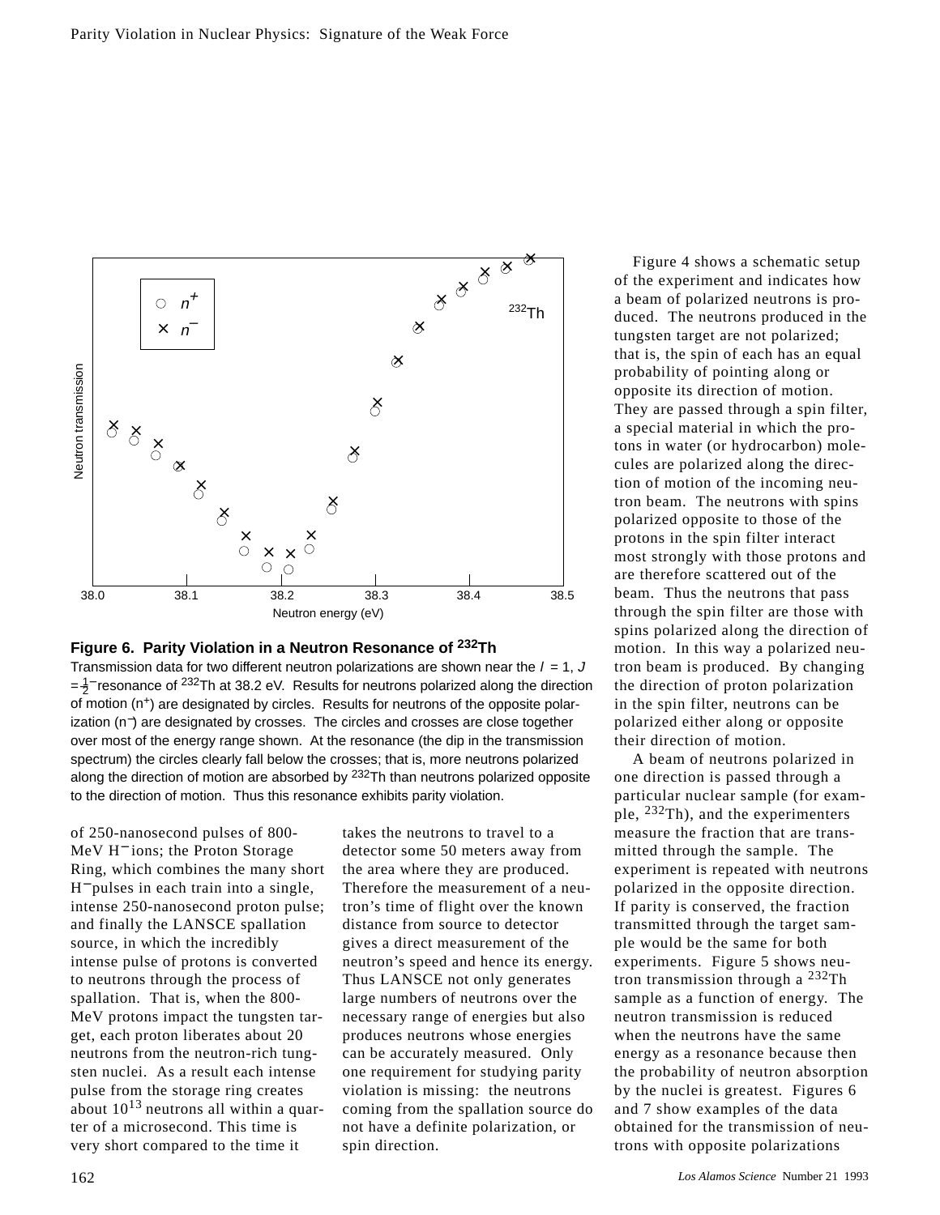**Figure 6. Parity Violation in a Neutron Resonance of $^{232}$Th**

Transmission data for two different neutron polarizations are shown near the $l$ = 1, $J = \frac{1}{2}^{-}$ resonance of $^{232}$Th at 38.2 eV. Results for neutrons polarized along the direction of motion ($n^+$) are designated by circles. Results for neutrons of the opposite polarization ($n^-$) are designated by crosses. The circles and crosses are close together over most of the energy range shown. At the resonance (the dip in the transmission spectrum) the circles clearly fall below the crosses; that is, more neutrons polarized along the direction of motion are absorbed by $^{232}$Th than neutrons polarized opposite to the direction of motion. Thus this resonance exhibits parity violation.

of 250-nanosecond pulses of 800-MeV $H^-$ ions; the Proton Storage Ring, which combines the many short $H^-$ pulses in each train into a single, intense 250-nanosecond proton pulse; and finally the LANSCE spallation source, in which the incredibly intense pulse of protons is converted to neutrons through the process of spallation. That is, when the 800-MeV protons impact the tungsten target, each proton liberates about 20 neutrons from the neutron-rich tungsten nuclei. As a result each intense pulse from the storage ring creates about $10^{13}$ neutrons all within a quarter of a microsecond. This time is very short compared to the time it takes the neutrons to travel to a detector some 50 meters away from the area where they are produced. Therefore the measurement of a neutron's time of flight over the known distance from source to detector gives a direct measurement of the neutron's speed and hence its energy. Thus LANSCE not only generates large numbers of neutrons over the necessary range of energies but also produces neutrons whose energies can be accurately measured. Only one requirement for studying parity violation is missing: the neutrons coming from the spallation source do not have a definite polarization, or spin direction.

Figure 4 shows a schematic setup of the experiment and indicates how a beam of polarized neutrons is produced. The neutrons produced in the tungsten target are not polarized; that is, the spin of each has an equal probability of pointing along or opposite its direction of motion. They are passed through a spin filter, a special material in which the protons in water (or hydrocarbon) molecules are polarized along the direction of motion of the incoming neutron beam. The neutrons with spins polarized opposite to those of the protons in the spin filter interact most strongly with those protons and are therefore scattered out of the beam. Thus the neutrons that pass through the spin filter are those with spins polarized along the direction of motion. In this way a polarized neutron beam is produced. By changing the direction of proton polarization in the spin filter, neutrons can be polarized either along or opposite their direction of motion.

A beam of neutrons polarized in one direction is passed through a particular nuclear sample (for example, $^{232}$Th), and the experimenters measure the fraction that are transmitted through the sample. The experiment is repeated with neutrons polarized in the opposite direction. If parity is conserved, the fraction transmitted through the target sample would be the same for both experiments. Figure 5 shows neutron transmission through a $^{232}$Th sample as a function of energy. The neutron transmission is reduced when the neutrons have the same energy as a resonance because then the probability of neutron absorption by the nuclei is greatest. Figures 6 and 7 show examples of the data obtained for the transmission of neutrons with opposite polarizations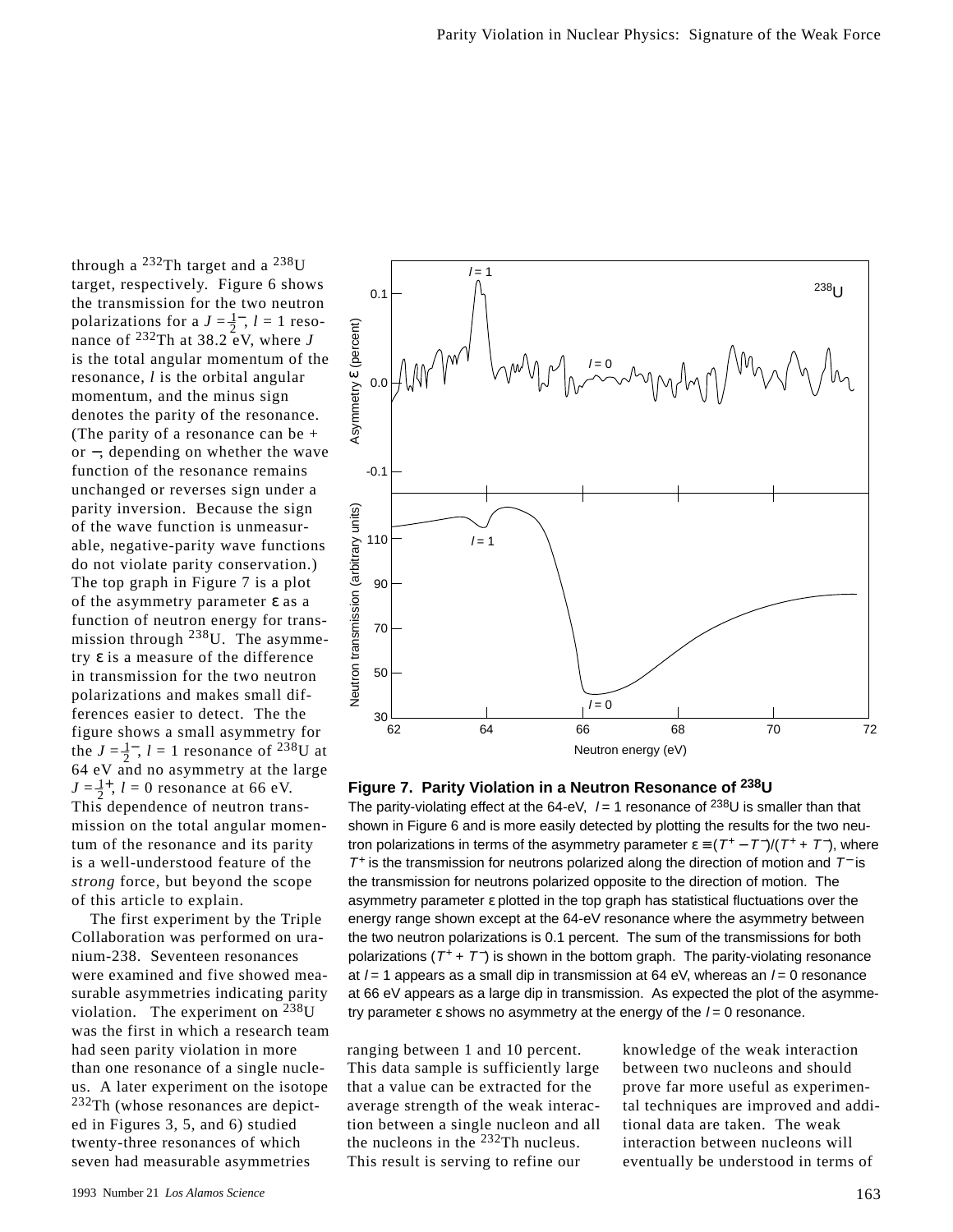through a $^{232}$Th target and a $^{238}$U target, respectively. Figure 6 shows the transmission for the two neutron polarizations for a $J = \frac{1}{2}^{-}$, $l = 1$ resonance of $^{232}$Th at 38.2 eV, where $J$ is the total angular momentum of the resonance, $l$ is the orbital angular momentum, and the minus sign denotes the parity of the resonance. (The parity of a resonance can be + or −, depending on whether the wave function of the resonance remains unchanged or reverses sign under a parity inversion. Because the sign of the wave function is unmeasurable, negative-parity wave functions do not violate parity conservation.) The top graph in Figure 7 is a plot of the asymmetry parameter $\varepsilon$ as a function of neutron energy for transmission through $^{238}$U. The asymmetry $\varepsilon$ is a measure of the difference in transmission for the two neutron polarizations and makes small differences easier to detect. The the figure shows a small asymmetry for the $J = \frac{1}{2}^{-}$, $l = 1$ resonance of $^{238}$U at 64 eV and no asymmetry at the large $J = \frac{1}{2}^{+}$, $l = 0$ resonance at 66 eV. This dependence of neutron transmission on the total angular momentum of the resonance and its parity is a well-understood feature of the *strong* force, but beyond the scope of this article to explain.

The first experiment by the Triple Collaboration was performed on uranium-238. Seventeen resonances were examined and five showed measurable asymmetries indicating parity violation. The experiment on $^{238}$U was the first in which a research team had seen parity violation in more than one resonance of a single nucleus. A later experiment on the isotope $^{232}$Th (whose resonances are depicted in Figures 3, 5, and 6) studied twenty-three resonances of which seven had measurable asymmetries ranging between 1 and 10 percent. This data sample is sufficiently large that a value can be extracted for the average strength of the weak interaction between a single nucleon and all the nucleons in the $^{232}$Th nucleus. This result is serving to refine our knowledge of the weak interaction between two nucleons and should prove far more useful as experimental techniques are improved and additional data are taken. The weak interaction between nucleons will eventually be understood in terms of

**Figure 7. Parity Violation in a Neutron Resonance of $^{238}$U**

The parity-violating effect at the 64-eV, $l = 1$ resonance of $^{238}$U is smaller than that shown in Figure 6 and is more easily detected by plotting the results for the two neutron polarizations in terms of the asymmetry parameter $\varepsilon \equiv (T^{+} - T^{-})/(T^{+} + T^{-})$, where $T^{+}$ is the transmission for neutrons polarized along the direction of motion and $T^{-}$ is the transmission for neutrons polarized opposite to the direction of motion. The asymmetry parameter $\varepsilon$ plotted in the top graph has statistical fluctuations over the energy range shown except at the 64-eV resonance where the asymmetry between the two neutron polarizations is 0.1 percent. The sum of the transmissions for both polarizations ($T^{+} + T^{-}$) is shown in the bottom graph. The parity-violating resonance at $l = 1$ appears as a small dip in transmission at 64 eV, whereas an $l = 0$ resonance at 66 eV appears as a large dip in transmission. As expected the plot of the asymmetry parameter $\varepsilon$ shows no asymmetry at the energy of the $l = 0$ resonance.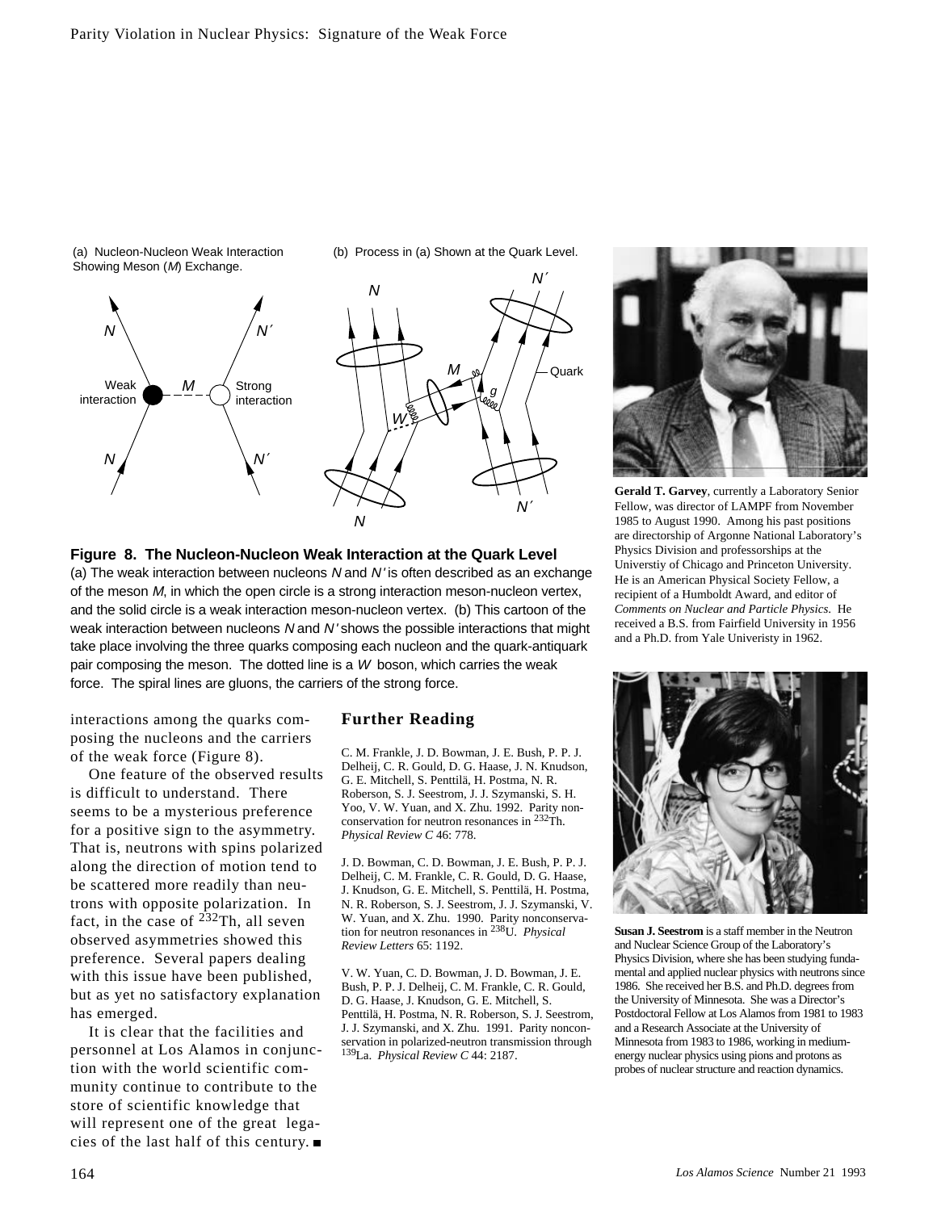(a) Nucleon-Nucleon Weak Interaction Showing Meson ($M$) Exchange.

N
N′
Weak interaction
M
Strong interaction
N
N′

(b) Process in (a) Shown at the Quark Level.

N′
N
M
Quark
g
W
N′
N

**Figure 8. The Nucleon-Nucleon Weak Interaction at the Quark Level**
(a) The weak interaction between nucleons $N$ and $N'$ is often described as an exchange of the meson $M$, in which the open circle is a strong interaction meson-nucleon vertex, and the solid circle is a weak interaction meson-nucleon vertex. (b) This cartoon of the weak interaction between nucleons $N$ and $N'$ shows the possible interactions that might take place involving the three quarks composing each nucleon and the quark-antiquark pair composing the meson. The dotted line is a $W$ boson, which carries the weak force. The spiral lines are gluons, the carriers of the strong force.

interactions among the quarks composing the nucleons and the carriers of the weak force (Figure 8).

One feature of the observed results is difficult to understand. There seems to be a mysterious preference for a positive sign to the asymmetry. That is, neutrons with spins polarized along the direction of motion tend to be scattered more readily than neutrons with opposite polarization. In fact, in the case of $^{232}$Th, all seven observed asymmetries showed this preference. Several papers dealing with this issue have been published, but as yet no satisfactory explanation has emerged.

It is clear that the facilities and personnel at Los Alamos in conjunction with the world scientific community continue to contribute to the store of scientific knowledge that will represent one of the great legacies of the last half of this century. ■

## Further Reading

C. M. Frankle, J. D. Bowman, J. E. Bush, P. P. J. Delheij, C. R. Gould, D. G. Haase, J. N. Knudson, G. E. Mitchell, S. Penttilä, H. Postma, N. R. Roberson, S. J. Seestrom, J. J. Szymanski, S. H. Yoo, V. W. Yuan, and X. Zhu. 1992. Parity nonconservation for neutron resonances in $^{232}$Th. *Physical Review C* 46: 778.

J. D. Bowman, C. D. Bowman, J. E. Bush, P. P. J. Delheij, C. M. Frankle, C. R. Gould, D. G. Haase, J. Knudson, G. E. Mitchell, S. Penttilä, H. Postma, N. R. Roberson, S. J. Seestrom, J. J. Szymanski, V. W. Yuan, and X. Zhu. 1990. Parity nonconservation for neutron resonances in $^{238}$U. *Physical Review Letters* 65: 1192.

V. W. Yuan, C. D. Bowman, J. D. Bowman, J. E. Bush, P. P. J. Delheij, C. M. Frankle, C. R. Gould, D. G. Haase, J. Knudson, G. E. Mitchell, S. Penttilä, H. Postma, N. R. Roberson, S. J. Seestrom, J. J. Szymanski, and X. Zhu. 1991. Parity nonconservation in polarized-neutron transmission through $^{139}$La. *Physical Review C* 44: 2187.

**Gerald T. Garvey**, currently a Laboratory Senior Fellow, was director of LAMPF from November 1985 to August 1990. Among his past positions are directorship of Argonne National Laboratory's Physics Division and professorships at the Universtiy of Chicago and Princeton University. He is an American Physical Society Fellow, a recipient of a Humboldt Award, and editor of *Comments on Nuclear and Particle Physics*. He received a B.S. from Fairfield University in 1956 and a Ph.D. from Yale Univeristy in 1962.

**Susan J. Seestrom** is a staff member in the Neutron and Nuclear Science Group of the Laboratory's Physics Division, where she has been studying fundamental and applied nuclear physics with neutrons since 1986. She received her B.S. and Ph.D. degrees from the University of Minnesota. She was a Director's Postdoctoral Fellow at Los Alamos from 1981 to 1983 and a Research Associate at the University of Minnesota from 1983 to 1986, working in medium-energy nuclear physics using pions and protons as probes of nuclear structure and reaction dynamics.